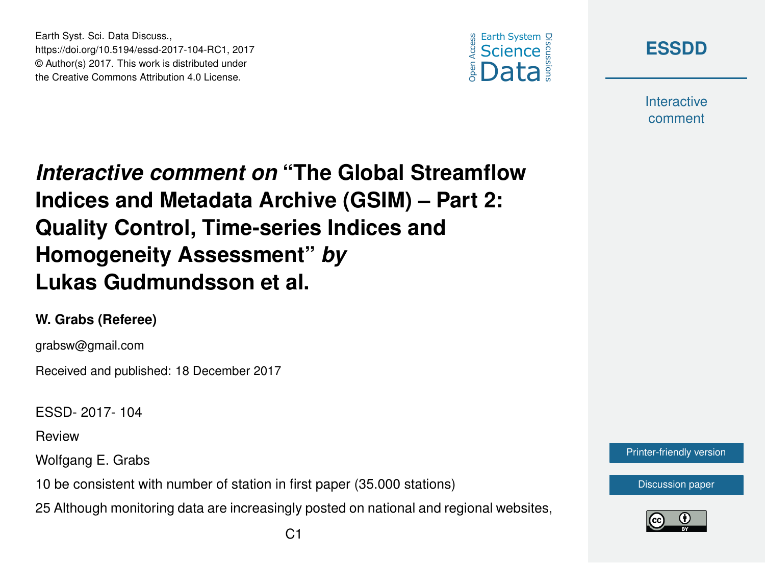# *Interactive comment on* "The Global Streamflow Indices and Metadata Archive (GSIM) – Part 2: Quality Control, Time-series Indices and Homogeneity Assessment" *by* Lukas Gudmundsson et al.

**W. Grabs (Referee)**

grabsw@gmail.com

Received and published: 18 December 2017

ESSD- 2017- 104

Review

Wolfgang E. Grabs

10 be consistent with number of station in first paper (35.000 stations)

25 Although monitoring data are increasingly posted on national and regional websites,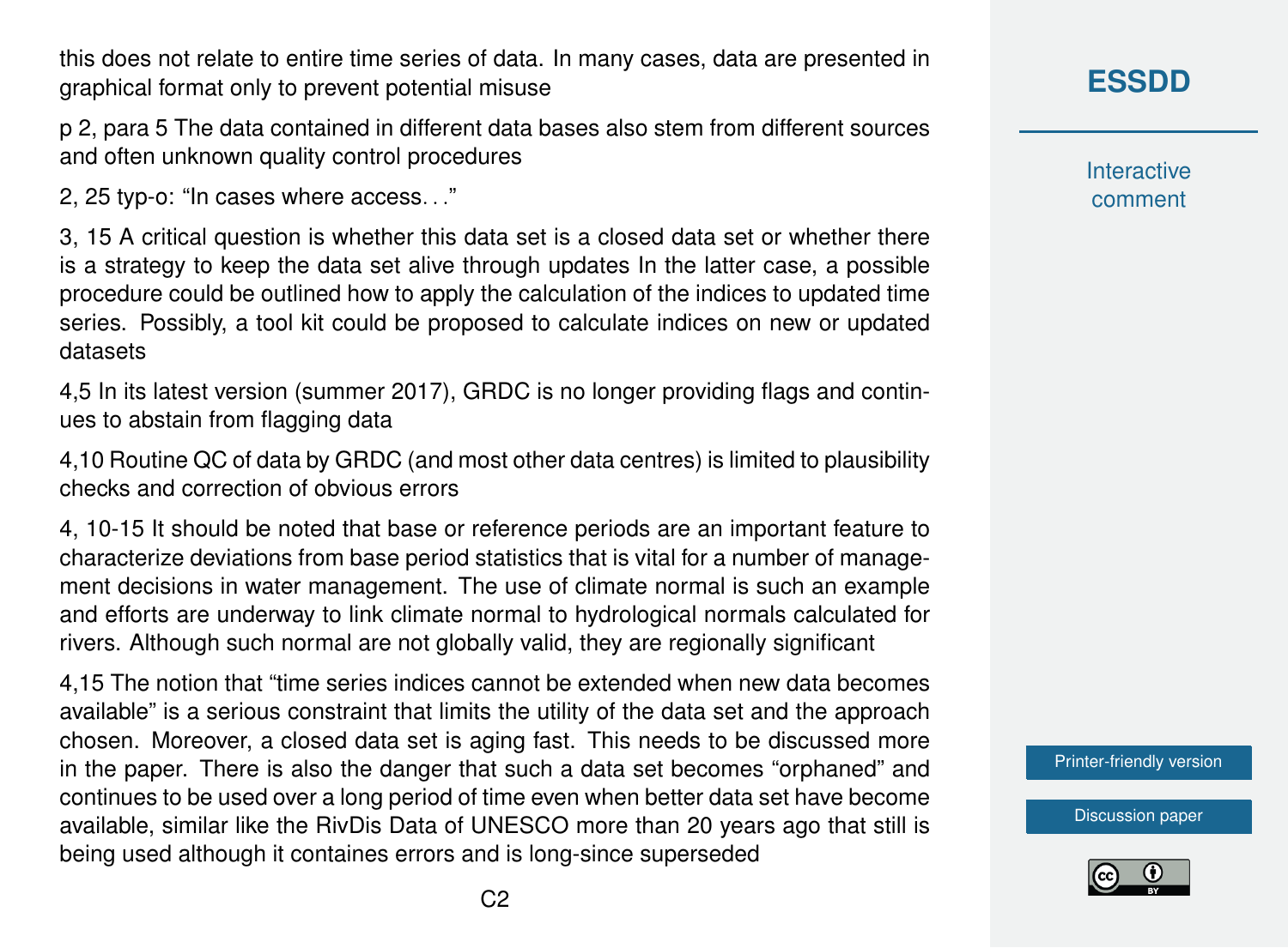this does not relate to entire time series of data. In many cases, data are presented in graphical format only to prevent potential misuse

p 2, para 5 The data contained in different data bases also stem from different sources and often unknown quality control procedures

2, 25 typ-o: "In cases where access. . ."

3, 15 A critical question is whether this data set is a closed data set or whether there is a strategy to keep the data set alive through updates In the latter case, a possible procedure could be outlined how to apply the calculation of the indices to updated time series. Possibly, a tool kit could be proposed to calculate indices on new or updated datasets

4,5 In its latest version (summer 2017), GRDC is no longer providing flags and continues to abstain from flagging data

4,10 Routine QC of data by GRDC (and most other data centres) is limited to plausibility checks and correction of obvious errors

4, 10-15 It should be noted that base or reference periods are an important feature to characterize deviations from base period statistics that is vital for a number of management decisions in water management. The use of climate normal is such an example and efforts are underway to link climate normal to hydrological normals calculated for rivers. Although such normal are not globally valid, they are regionally significant

4,15 The notion that "time series indices cannot be extended when new data becomes available" is a serious constraint that limits the utility of the data set and the approach chosen. Moreover, a closed data set is aging fast. This needs to be discussed more in the paper. There is also the danger that such a data set becomes "orphaned" and continues to be used over a long period of time even when better data set have become available, similar like the RivDis Data of UNESCO more than 20 years ago that still is being used although it containes errors and is long-since superseded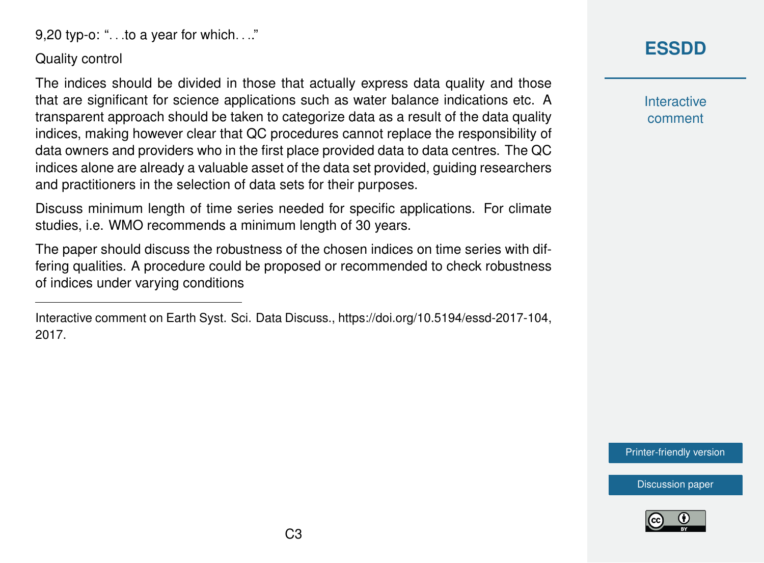9,20 typ-o: "…to a year for which…."

Quality control

The indices should be divided in those that actually express data quality and those that are significant for science applications such as water balance indications etc. A transparent approach should be taken to categorize data as a result of the data quality indices, making however clear that QC procedures cannot replace the responsibility of data owners and providers who in the first place provided data to data centres. The QC indices alone are already a valuable asset of the data set provided, guiding researchers and practitioners in the selection of data sets for their purposes.

Discuss minimum length of time series needed for specific applications. For climate studies, i.e. WMO recommends a minimum length of 30 years.

The paper should discuss the robustness of the chosen indices on time series with differing qualities. A procedure could be proposed or recommended to check robustness of indices under varying conditions

---

Interactive comment on Earth Syst. Sci. Data Discuss., https://doi.org/10.5194/essd-2017-104, 2017.